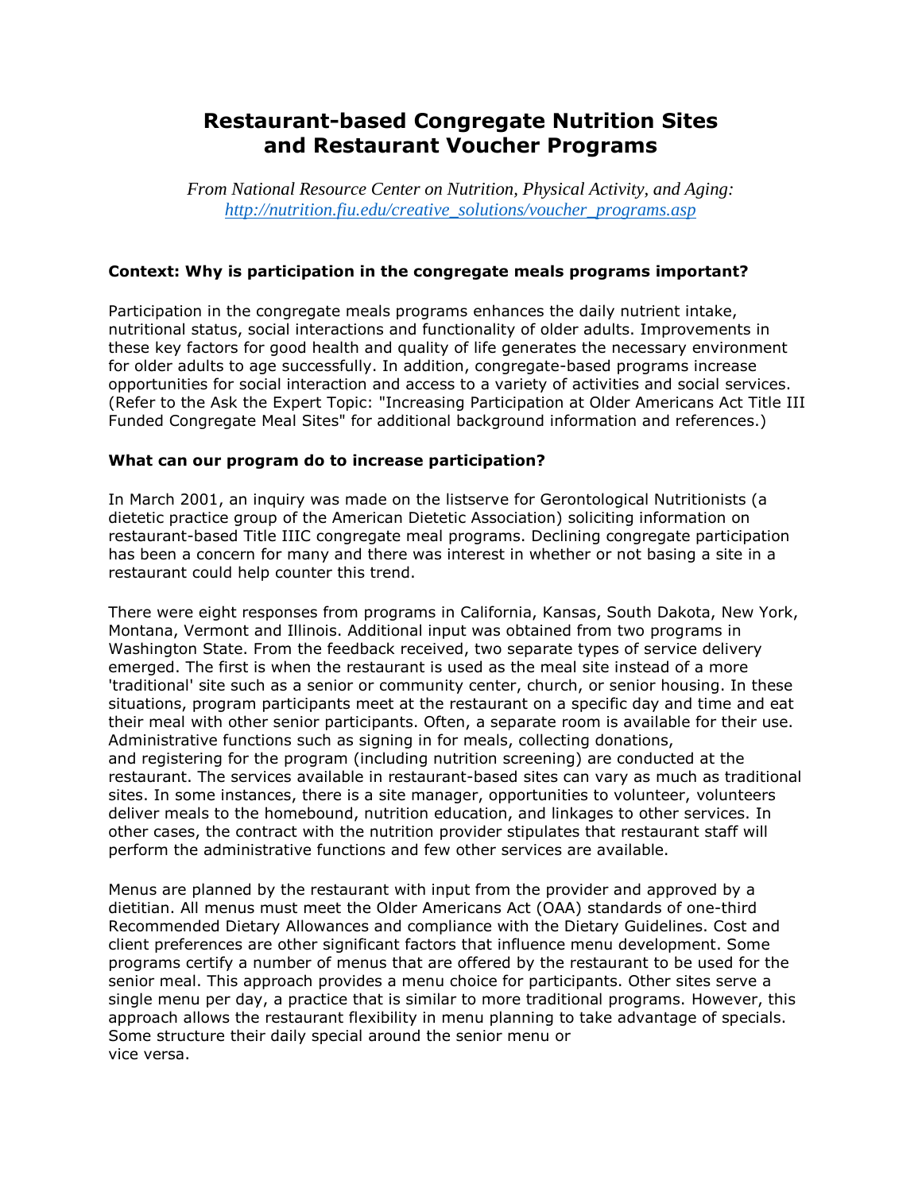# Restaurant-based Congregate Nutrition Sites and Restaurant Voucher Programs

*From National Resource Center on Nutrition, Physical Activity, and Aging: [http://nutrition.fiu.edu/creative_solutions/voucher_programs.asp](http://nutrition.fiu.edu/creative_solutions/voucher_programs.asp)*

**Context: Why is participation in the congregate meals programs important?**

Participation in the congregate meals programs enhances the daily nutrient intake, nutritional status, social interactions and functionality of older adults. Improvements in these key factors for good health and quality of life generates the necessary environment for older adults to age successfully. In addition, congregate-based programs increase opportunities for social interaction and access to a variety of activities and social services. (Refer to the Ask the Expert Topic: "Increasing Participation at Older Americans Act Title III Funded Congregate Meal Sites" for additional background information and references.)

**What can our program do to increase participation?**

In March 2001, an inquiry was made on the listserve for Gerontological Nutritionists (a dietetic practice group of the American Dietetic Association) soliciting information on restaurant-based Title IIIC congregate meal programs. Declining congregate participation has been a concern for many and there was interest in whether or not basing a site in a restaurant could help counter this trend.

There were eight responses from programs in California, Kansas, South Dakota, New York, Montana, Vermont and Illinois. Additional input was obtained from two programs in Washington State. From the feedback received, two separate types of service delivery emerged. The first is when the restaurant is used as the meal site instead of a more 'traditional' site such as a senior or community center, church, or senior housing. In these situations, program participants meet at the restaurant on a specific day and time and eat their meal with other senior participants. Often, a separate room is available for their use. Administrative functions such as signing in for meals, collecting donations, and registering for the program (including nutrition screening) are conducted at the restaurant. The services available in restaurant-based sites can vary as much as traditional sites. In some instances, there is a site manager, opportunities to volunteer, volunteers deliver meals to the homebound, nutrition education, and linkages to other services. In other cases, the contract with the nutrition provider stipulates that restaurant staff will perform the administrative functions and few other services are available.

Menus are planned by the restaurant with input from the provider and approved by a dietitian. All menus must meet the Older Americans Act (OAA) standards of one-third Recommended Dietary Allowances and compliance with the Dietary Guidelines. Cost and client preferences are other significant factors that influence menu development. Some programs certify a number of menus that are offered by the restaurant to be used for the senior meal. This approach provides a menu choice for participants. Other sites serve a single menu per day, a practice that is similar to more traditional programs. However, this approach allows the restaurant flexibility in menu planning to take advantage of specials. Some structure their daily special around the senior menu or vice versa.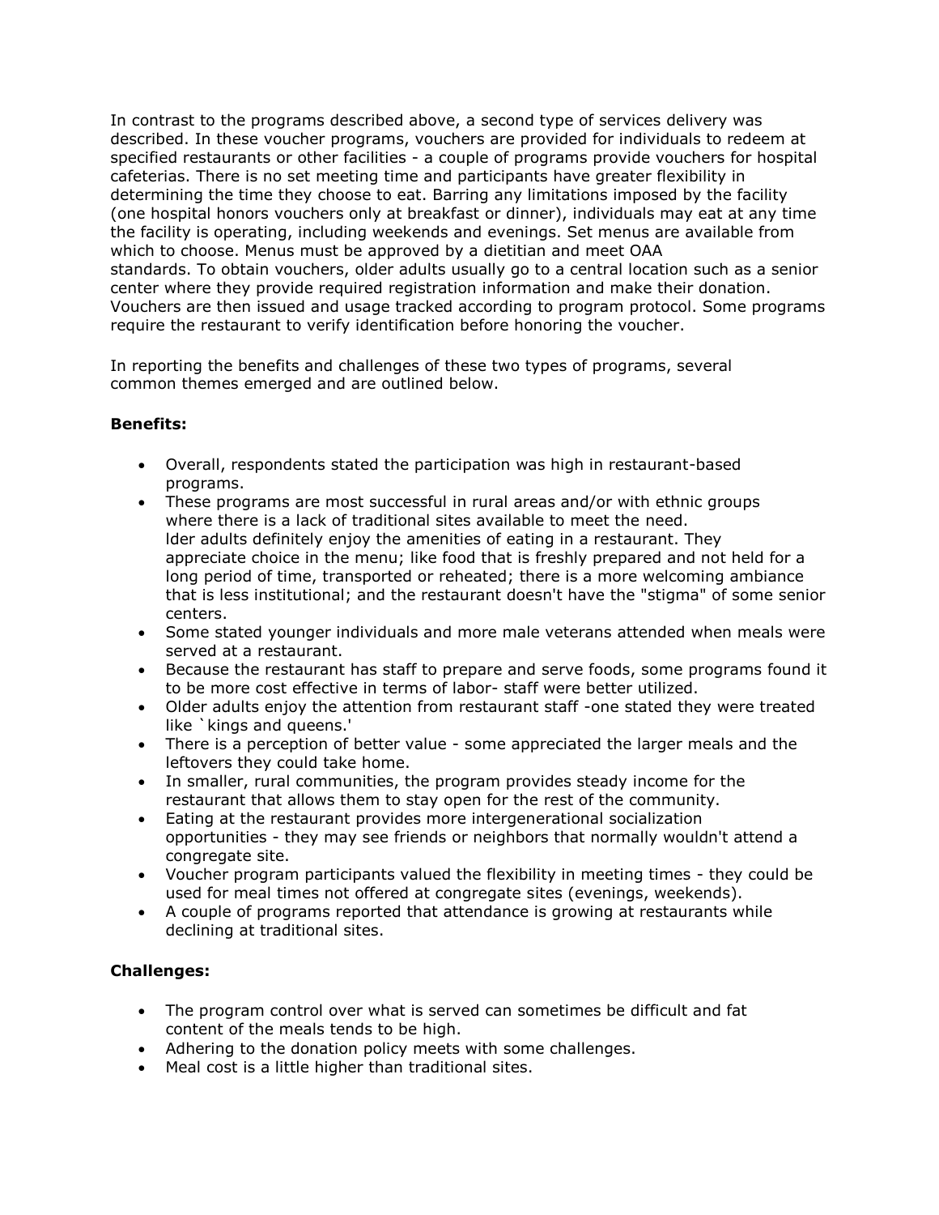In contrast to the programs described above, a second type of services delivery was described. In these voucher programs, vouchers are provided for individuals to redeem at specified restaurants or other facilities - a couple of programs provide vouchers for hospital cafeterias. There is no set meeting time and participants have greater flexibility in determining the time they choose to eat. Barring any limitations imposed by the facility (one hospital honors vouchers only at breakfast or dinner), individuals may eat at any time the facility is operating, including weekends and evenings. Set menus are available from which to choose. Menus must be approved by a dietitian and meet OAA standards. To obtain vouchers, older adults usually go to a central location such as a senior center where they provide required registration information and make their donation. Vouchers are then issued and usage tracked according to program protocol. Some programs require the restaurant to verify identification before honoring the voucher.

In reporting the benefits and challenges of these two types of programs, several common themes emerged and are outlined below.

**Benefits:**

- Overall, respondents stated the participation was high in restaurant-based programs.
- These programs are most successful in rural areas and/or with ethnic groups where there is a lack of traditional sites available to meet the need.
  lder adults definitely enjoy the amenities of eating in a restaurant. They appreciate choice in the menu; like food that is freshly prepared and not held for a long period of time, transported or reheated; there is a more welcoming ambiance that is less institutional; and the restaurant doesn't have the "stigma" of some senior centers.
- Some stated younger individuals and more male veterans attended when meals were served at a restaurant.
- Because the restaurant has staff to prepare and serve foods, some programs found it to be more cost effective in terms of labor- staff were better utilized.
- Older adults enjoy the attention from restaurant staff -one stated they were treated like `kings and queens.'
- There is a perception of better value - some appreciated the larger meals and the leftovers they could take home.
- In smaller, rural communities, the program provides steady income for the restaurant that allows them to stay open for the rest of the community.
- Eating at the restaurant provides more intergenerational socialization opportunities - they may see friends or neighbors that normally wouldn't attend a congregate site.
- Voucher program participants valued the flexibility in meeting times - they could be used for meal times not offered at congregate sites (evenings, weekends).
- A couple of programs reported that attendance is growing at restaurants while declining at traditional sites.

**Challenges:**

- The program control over what is served can sometimes be difficult and fat content of the meals tends to be high.
- Adhering to the donation policy meets with some challenges.
- Meal cost is a little higher than traditional sites.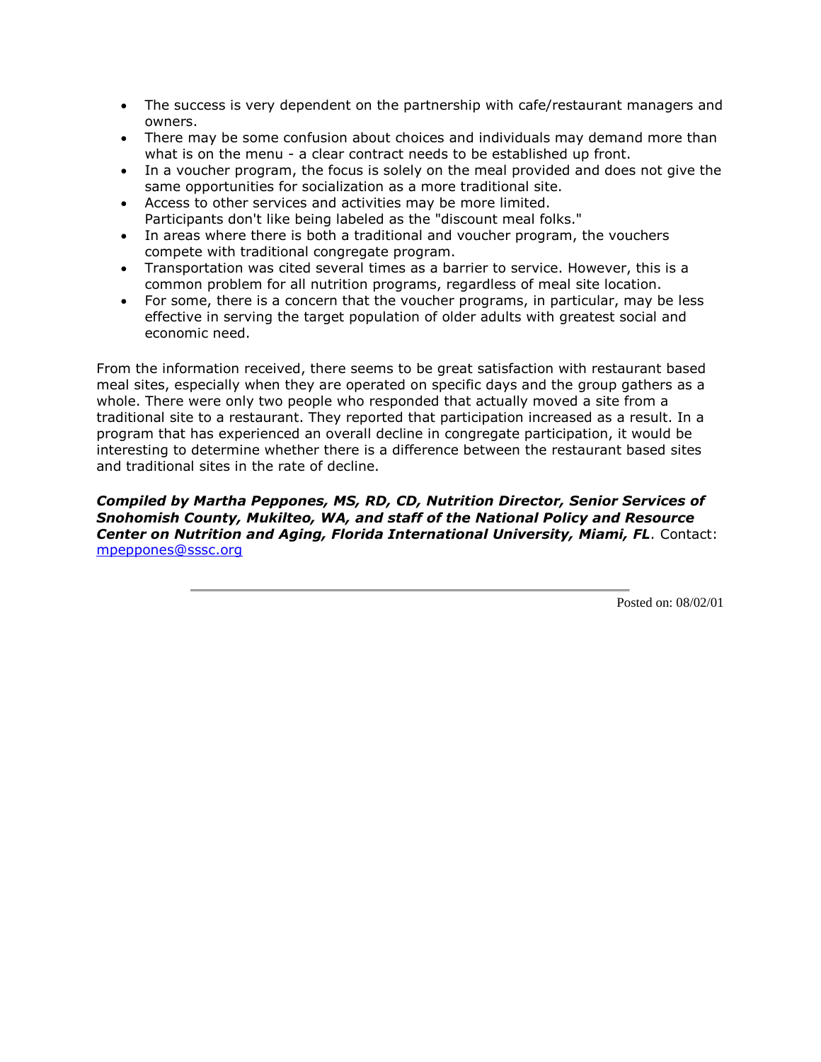- The success is very dependent on the partnership with cafe/restaurant managers and owners.
- There may be some confusion about choices and individuals may demand more than what is on the menu - a clear contract needs to be established up front.
- In a voucher program, the focus is solely on the meal provided and does not give the same opportunities for socialization as a more traditional site.
- Access to other services and activities may be more limited. Participants don't like being labeled as the "discount meal folks."
- In areas where there is both a traditional and voucher program, the vouchers compete with traditional congregate program.
- Transportation was cited several times as a barrier to service. However, this is a common problem for all nutrition programs, regardless of meal site location.
- For some, there is a concern that the voucher programs, in particular, may be less effective in serving the target population of older adults with greatest social and economic need.

From the information received, there seems to be great satisfaction with restaurant based meal sites, especially when they are operated on specific days and the group gathers as a whole. There were only two people who responded that actually moved a site from a traditional site to a restaurant. They reported that participation increased as a result. In a program that has experienced an overall decline in congregate participation, it would be interesting to determine whether there is a difference between the restaurant based sites and traditional sites in the rate of decline.

***Compiled by Martha Peppones, MS, RD, CD, Nutrition Director, Senior Services of Snohomish County, Mukilteo, WA, and staff of the National Policy and Resource Center on Nutrition and Aging, Florida International University, Miami, FL***. Contact: mpeppones@sssc.org

---

Posted on: 08/02/01